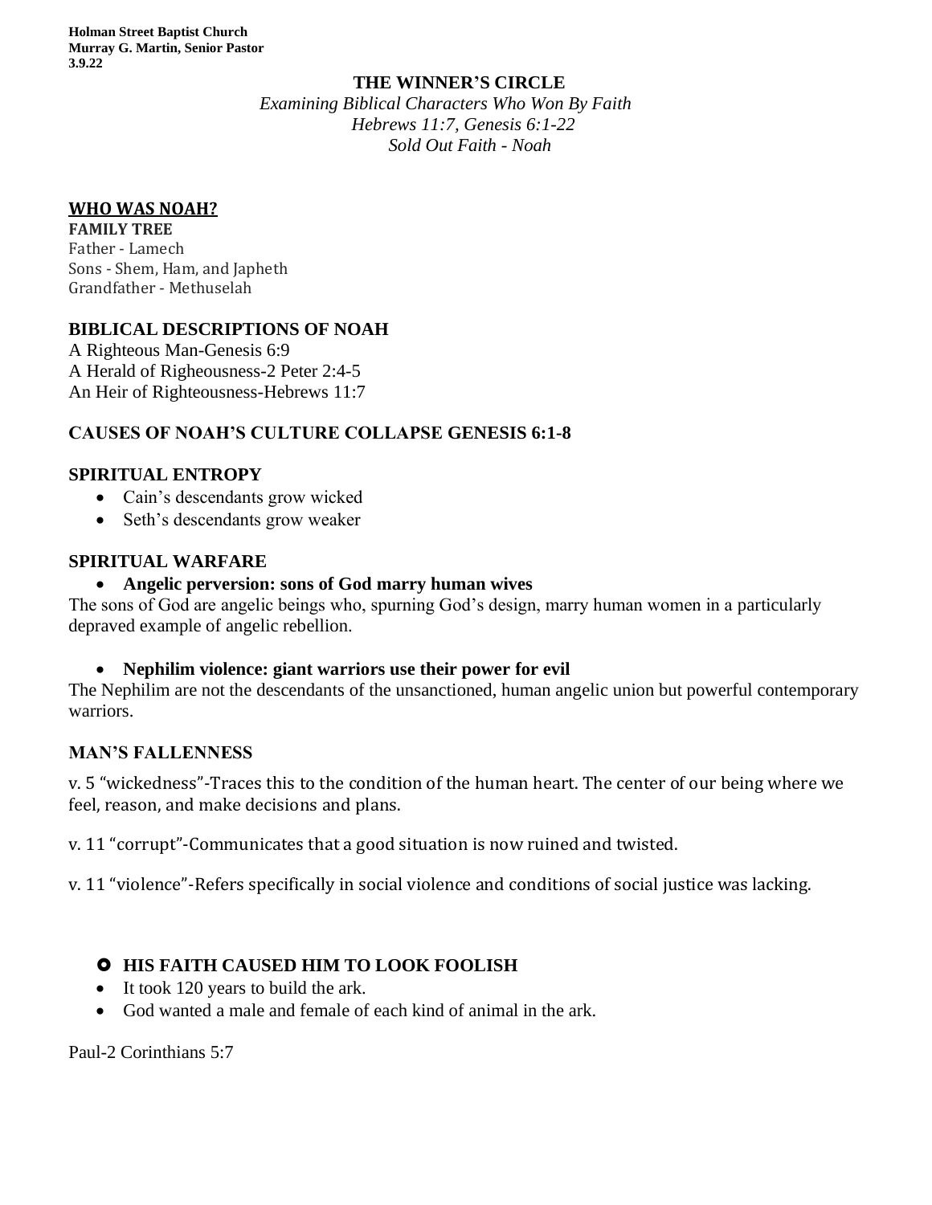**Holman Street Baptist Church**
**Murray G. Martin, Senior Pastor**
**3.9.22**

# THE WINNER'S CIRCLE

*Examining Biblical Characters Who Won By Faith*
*Hebrews 11:7, Genesis 6:1-22*
*Sold Out Faith - Noah*

## WHO WAS NOAH?

**FAMILY TREE**
Father - Lamech
Sons - Shem, Ham, and Japheth
Grandfather - Methuselah

## BIBLICAL DESCRIPTIONS OF NOAH

A Righteous Man-Genesis 6:9
A Herald of Righeousness-2 Peter 2:4-5
An Heir of Righteousness-Hebrews 11:7

## CAUSES OF NOAH'S CULTURE COLLAPSE GENESIS 6:1-8

## SPIRITUAL ENTROPY

- Cain's descendants grow wicked
- Seth's descendants grow weaker

## SPIRITUAL WARFARE

- **Angelic perversion: sons of God marry human wives**

The sons of God are angelic beings who, spurning God's design, marry human women in a particularly depraved example of angelic rebellion.

- **Nephilim violence: giant warriors use their power for evil**

The Nephilim are not the descendants of the unsanctioned, human angelic union but powerful contemporary warriors.

## MAN'S FALLENNESS

v. 5 "wickedness"-Traces this to the condition of the human heart. The center of our being where we feel, reason, and make decisions and plans.

v. 11 "corrupt"-Communicates that a good situation is now ruined and twisted.

v. 11 "violence"-Refers specifically in social violence and conditions of social justice was lacking.

## HIS FAITH CAUSED HIM TO LOOK FOOLISH

- It took 120 years to build the ark.
- God wanted a male and female of each kind of animal in the ark.

Paul-2 Corinthians 5:7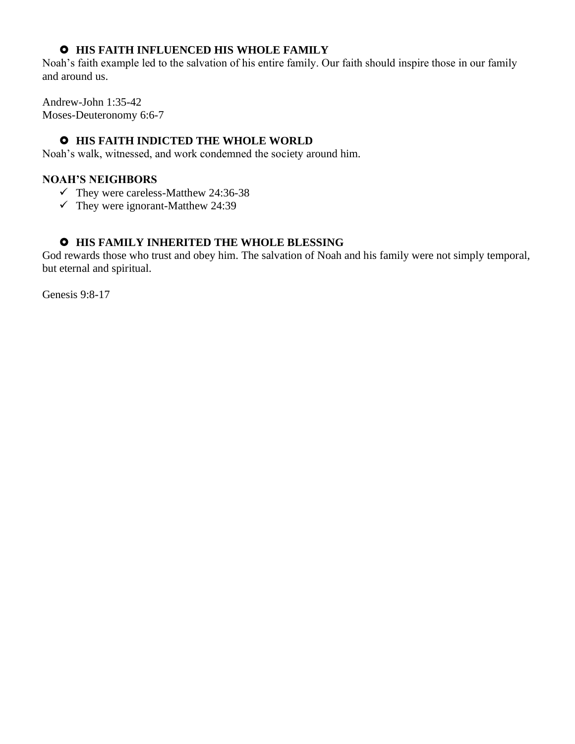- **HIS FAITH INFLUENCED HIS WHOLE FAMILY**

Noah's faith example led to the salvation of his entire family. Our faith should inspire those in our family and around us.

Andrew-John 1:35-42
Moses-Deuteronomy 6:6-7

- **HIS FAITH INDICTED THE WHOLE WORLD**

Noah's walk, witnessed, and work condemned the society around him.

**NOAH'S NEIGHBORS**

- ✓ They were careless-Matthew 24:36-38
- ✓ They were ignorant-Matthew 24:39

- **HIS FAMILY INHERITED THE WHOLE BLESSING**

God rewards those who trust and obey him. The salvation of Noah and his family were not simply temporal, but eternal and spiritual.

Genesis 9:8-17